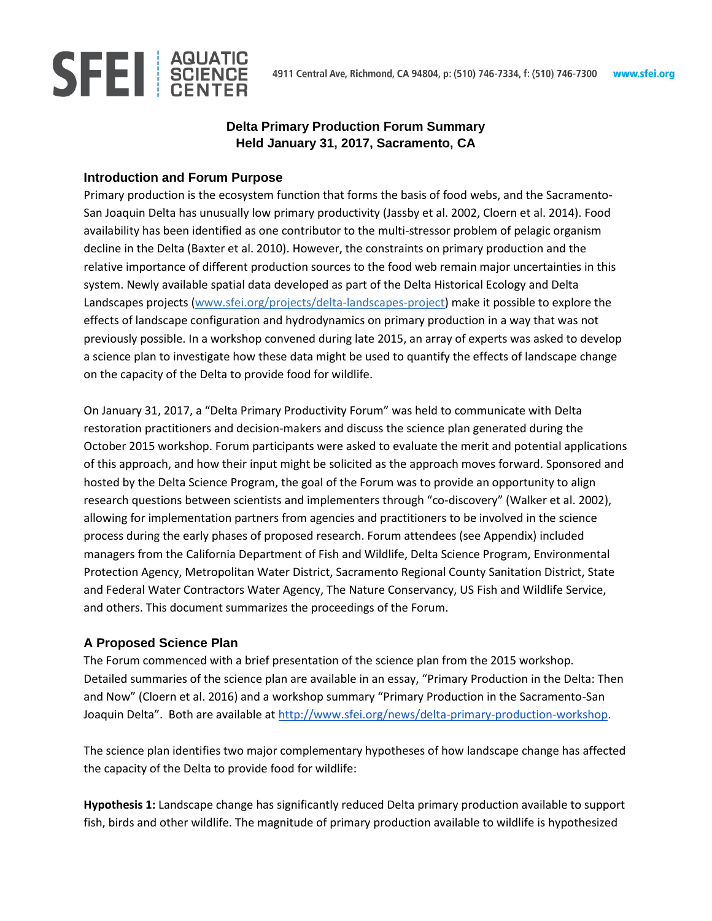SFEI | AQUATIC SCIENCE CENTER

4911 Central Ave, Richmond, CA 94804, p: (510) 746-7334, f: (510) 746-7300 www.sfei.org

# Delta Primary Production Forum Summary
# Held January 31, 2017, Sacramento, CA

## Introduction and Forum Purpose

Primary production is the ecosystem function that forms the basis of food webs, and the Sacramento-San Joaquin Delta has unusually low primary productivity (Jassby et al. 2002, Cloern et al. 2014). Food availability has been identified as one contributor to the multi-stressor problem of pelagic organism decline in the Delta (Baxter et al. 2010). However, the constraints on primary production and the relative importance of different production sources to the food web remain major uncertainties in this system. Newly available spatial data developed as part of the Delta Historical Ecology and Delta Landscapes projects (www.sfei.org/projects/delta-landscapes-project) make it possible to explore the effects of landscape configuration and hydrodynamics on primary production in a way that was not previously possible. In a workshop convened during late 2015, an array of experts was asked to develop a science plan to investigate how these data might be used to quantify the effects of landscape change on the capacity of the Delta to provide food for wildlife.

On January 31, 2017, a "Delta Primary Productivity Forum" was held to communicate with Delta restoration practitioners and decision-makers and discuss the science plan generated during the October 2015 workshop. Forum participants were asked to evaluate the merit and potential applications of this approach, and how their input might be solicited as the approach moves forward. Sponsored and hosted by the Delta Science Program, the goal of the Forum was to provide an opportunity to align research questions between scientists and implementers through "co-discovery" (Walker et al. 2002), allowing for implementation partners from agencies and practitioners to be involved in the science process during the early phases of proposed research. Forum attendees (see Appendix) included managers from the California Department of Fish and Wildlife, Delta Science Program, Environmental Protection Agency, Metropolitan Water District, Sacramento Regional County Sanitation District, State and Federal Water Contractors Water Agency, The Nature Conservancy, US Fish and Wildlife Service, and others. This document summarizes the proceedings of the Forum.

## A Proposed Science Plan

The Forum commenced with a brief presentation of the science plan from the 2015 workshop. Detailed summaries of the science plan are available in an essay, "Primary Production in the Delta: Then and Now" (Cloern et al. 2016) and a workshop summary "Primary Production in the Sacramento-San Joaquin Delta". Both are available at http://www.sfei.org/news/delta-primary-production-workshop.

The science plan identifies two major complementary hypotheses of how landscape change has affected the capacity of the Delta to provide food for wildlife:

**Hypothesis 1:** Landscape change has significantly reduced Delta primary production available to support fish, birds and other wildlife. The magnitude of primary production available to wildlife is hypothesized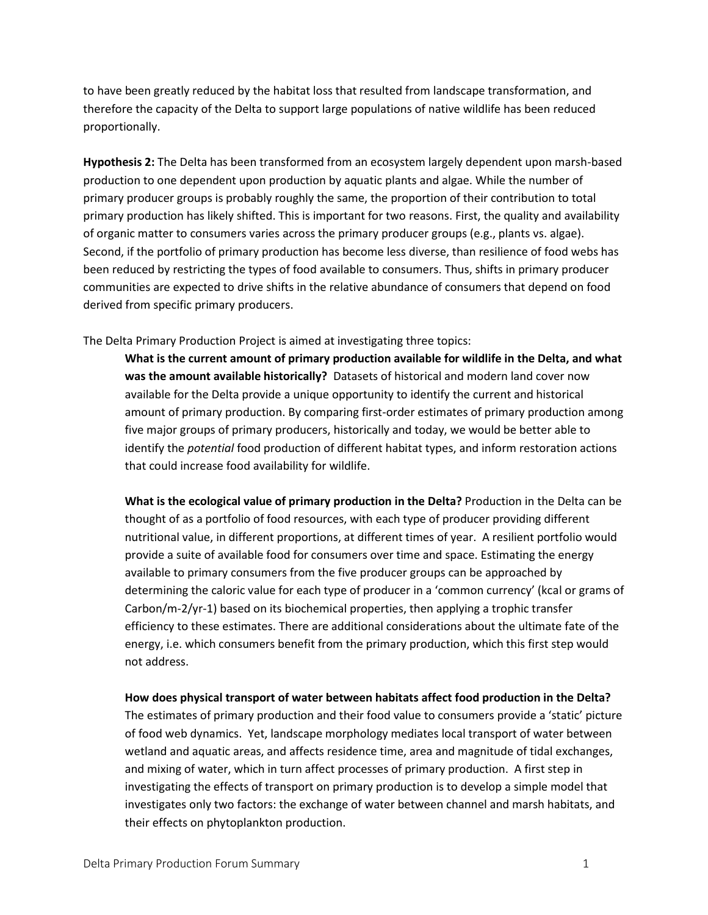to have been greatly reduced by the habitat loss that resulted from landscape transformation, and therefore the capacity of the Delta to support large populations of native wildlife has been reduced proportionally.

**Hypothesis 2:** The Delta has been transformed from an ecosystem largely dependent upon marsh-based production to one dependent upon production by aquatic plants and algae. While the number of primary producer groups is probably roughly the same, the proportion of their contribution to total primary production has likely shifted. This is important for two reasons. First, the quality and availability of organic matter to consumers varies across the primary producer groups (e.g., plants vs. algae). Second, if the portfolio of primary production has become less diverse, than resilience of food webs has been reduced by restricting the types of food available to consumers. Thus, shifts in primary producer communities are expected to drive shifts in the relative abundance of consumers that depend on food derived from specific primary producers.

The Delta Primary Production Project is aimed at investigating three topics:

> **What is the current amount of primary production available for wildlife in the Delta, and what was the amount available historically?** Datasets of historical and modern land cover now available for the Delta provide a unique opportunity to identify the current and historical amount of primary production. By comparing first-order estimates of primary production among five major groups of primary producers, historically and today, we would be better able to identify the *potential* food production of different habitat types, and inform restoration actions that could increase food availability for wildlife.
>
> **What is the ecological value of primary production in the Delta?** Production in the Delta can be thought of as a portfolio of food resources, with each type of producer providing different nutritional value, in different proportions, at different times of year. A resilient portfolio would provide a suite of available food for consumers over time and space. Estimating the energy available to primary consumers from the five producer groups can be approached by determining the caloric value for each type of producer in a 'common currency' (kcal or grams of Carbon/m-2/yr-1) based on its biochemical properties, then applying a trophic transfer efficiency to these estimates. There are additional considerations about the ultimate fate of the energy, i.e. which consumers benefit from the primary production, which this first step would not address.
>
> **How does physical transport of water between habitats affect food production in the Delta?** The estimates of primary production and their food value to consumers provide a 'static' picture of food web dynamics. Yet, landscape morphology mediates local transport of water between wetland and aquatic areas, and affects residence time, area and magnitude of tidal exchanges, and mixing of water, which in turn affect processes of primary production. A first step in investigating the effects of transport on primary production is to develop a simple model that investigates only two factors: the exchange of water between channel and marsh habitats, and their effects on phytoplankton production.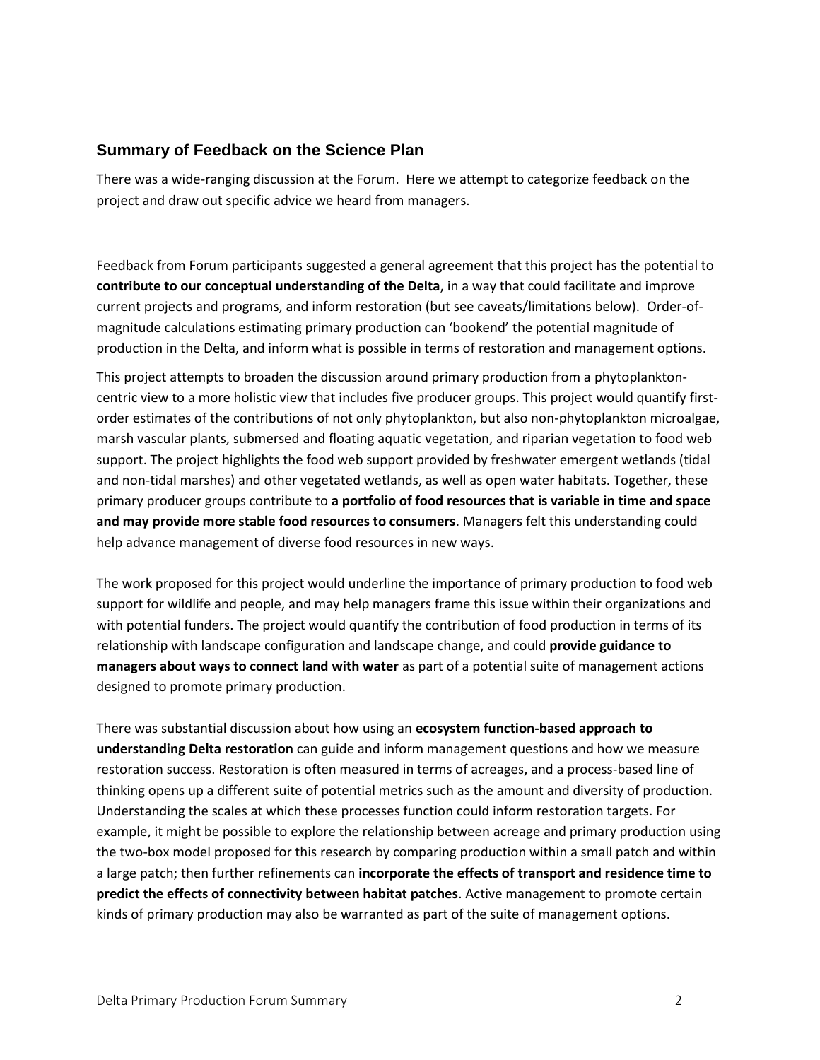## Summary of Feedback on the Science Plan

There was a wide-ranging discussion at the Forum. Here we attempt to categorize feedback on the project and draw out specific advice we heard from managers.

Feedback from Forum participants suggested a general agreement that this project has the potential to **contribute to our conceptual understanding of the Delta**, in a way that could facilitate and improve current projects and programs, and inform restoration (but see caveats/limitations below). Order-of-magnitude calculations estimating primary production can 'bookend' the potential magnitude of production in the Delta, and inform what is possible in terms of restoration and management options.

This project attempts to broaden the discussion around primary production from a phytoplankton-centric view to a more holistic view that includes five producer groups. This project would quantify first-order estimates of the contributions of not only phytoplankton, but also non-phytoplankton microalgae, marsh vascular plants, submersed and floating aquatic vegetation, and riparian vegetation to food web support. The project highlights the food web support provided by freshwater emergent wetlands (tidal and non-tidal marshes) and other vegetated wetlands, as well as open water habitats. Together, these primary producer groups contribute to **a portfolio of food resources that is variable in time and space and may provide more stable food resources to consumers**. Managers felt this understanding could help advance management of diverse food resources in new ways.

The work proposed for this project would underline the importance of primary production to food web support for wildlife and people, and may help managers frame this issue within their organizations and with potential funders. The project would quantify the contribution of food production in terms of its relationship with landscape configuration and landscape change, and could **provide guidance to managers about ways to connect land with water** as part of a potential suite of management actions designed to promote primary production.

There was substantial discussion about how using an **ecosystem function-based approach to understanding Delta restoration** can guide and inform management questions and how we measure restoration success. Restoration is often measured in terms of acreages, and a process-based line of thinking opens up a different suite of potential metrics such as the amount and diversity of production. Understanding the scales at which these processes function could inform restoration targets. For example, it might be possible to explore the relationship between acreage and primary production using the two-box model proposed for this research by comparing production within a small patch and within a large patch; then further refinements can **incorporate the effects of transport and residence time to predict the effects of connectivity between habitat patches**. Active management to promote certain kinds of primary production may also be warranted as part of the suite of management options.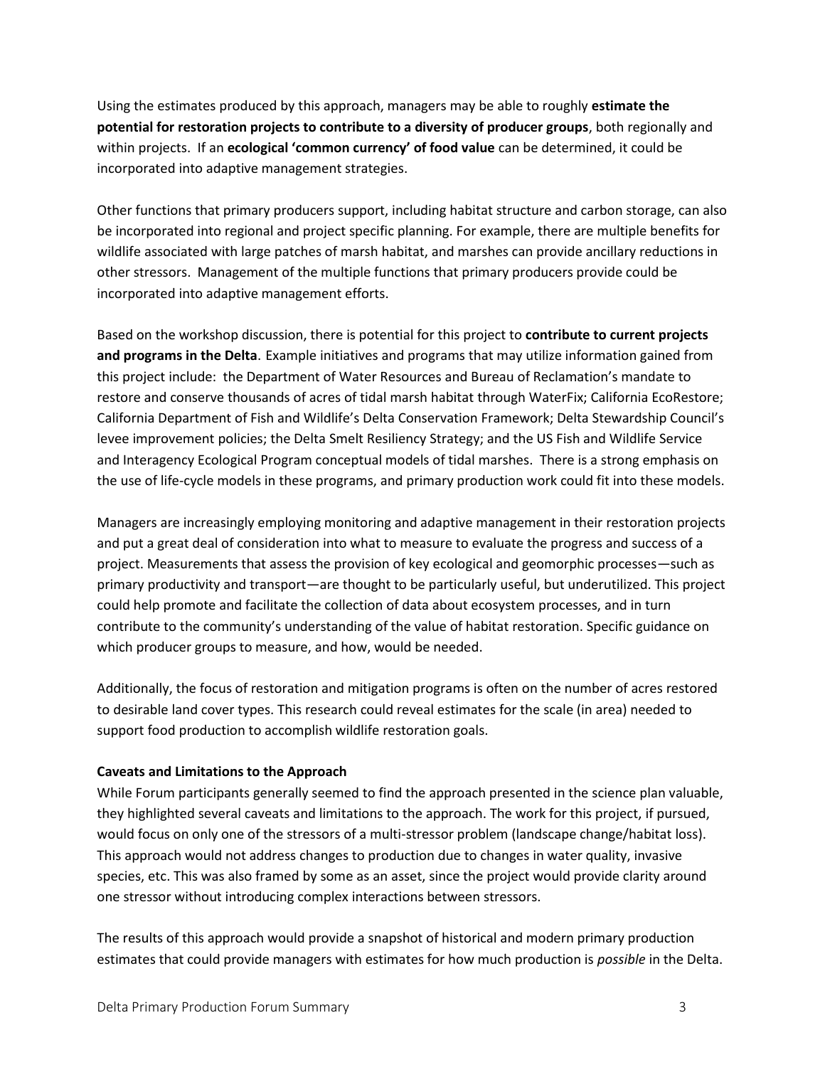Using the estimates produced by this approach, managers may be able to roughly **estimate the potential for restoration projects to contribute to a diversity of producer groups**, both regionally and within projects. If an **ecological 'common currency' of food value** can be determined, it could be incorporated into adaptive management strategies.

Other functions that primary producers support, including habitat structure and carbon storage, can also be incorporated into regional and project specific planning. For example, there are multiple benefits for wildlife associated with large patches of marsh habitat, and marshes can provide ancillary reductions in other stressors. Management of the multiple functions that primary producers provide could be incorporated into adaptive management efforts.

Based on the workshop discussion, there is potential for this project to **contribute to current projects and programs in the Delta**. Example initiatives and programs that may utilize information gained from this project include: the Department of Water Resources and Bureau of Reclamation's mandate to restore and conserve thousands of acres of tidal marsh habitat through WaterFix; California EcoRestore; California Department of Fish and Wildlife's Delta Conservation Framework; Delta Stewardship Council's levee improvement policies; the Delta Smelt Resiliency Strategy; and the US Fish and Wildlife Service and Interagency Ecological Program conceptual models of tidal marshes. There is a strong emphasis on the use of life-cycle models in these programs, and primary production work could fit into these models.

Managers are increasingly employing monitoring and adaptive management in their restoration projects and put a great deal of consideration into what to measure to evaluate the progress and success of a project. Measurements that assess the provision of key ecological and geomorphic processes—such as primary productivity and transport—are thought to be particularly useful, but underutilized. This project could help promote and facilitate the collection of data about ecosystem processes, and in turn contribute to the community's understanding of the value of habitat restoration. Specific guidance on which producer groups to measure, and how, would be needed.

Additionally, the focus of restoration and mitigation programs is often on the number of acres restored to desirable land cover types. This research could reveal estimates for the scale (in area) needed to support food production to accomplish wildlife restoration goals.

**Caveats and Limitations to the Approach**

While Forum participants generally seemed to find the approach presented in the science plan valuable, they highlighted several caveats and limitations to the approach. The work for this project, if pursued, would focus on only one of the stressors of a multi-stressor problem (landscape change/habitat loss). This approach would not address changes to production due to changes in water quality, invasive species, etc. This was also framed by some as an asset, since the project would provide clarity around one stressor without introducing complex interactions between stressors.

The results of this approach would provide a snapshot of historical and modern primary production estimates that could provide managers with estimates for how much production is *possible* in the Delta.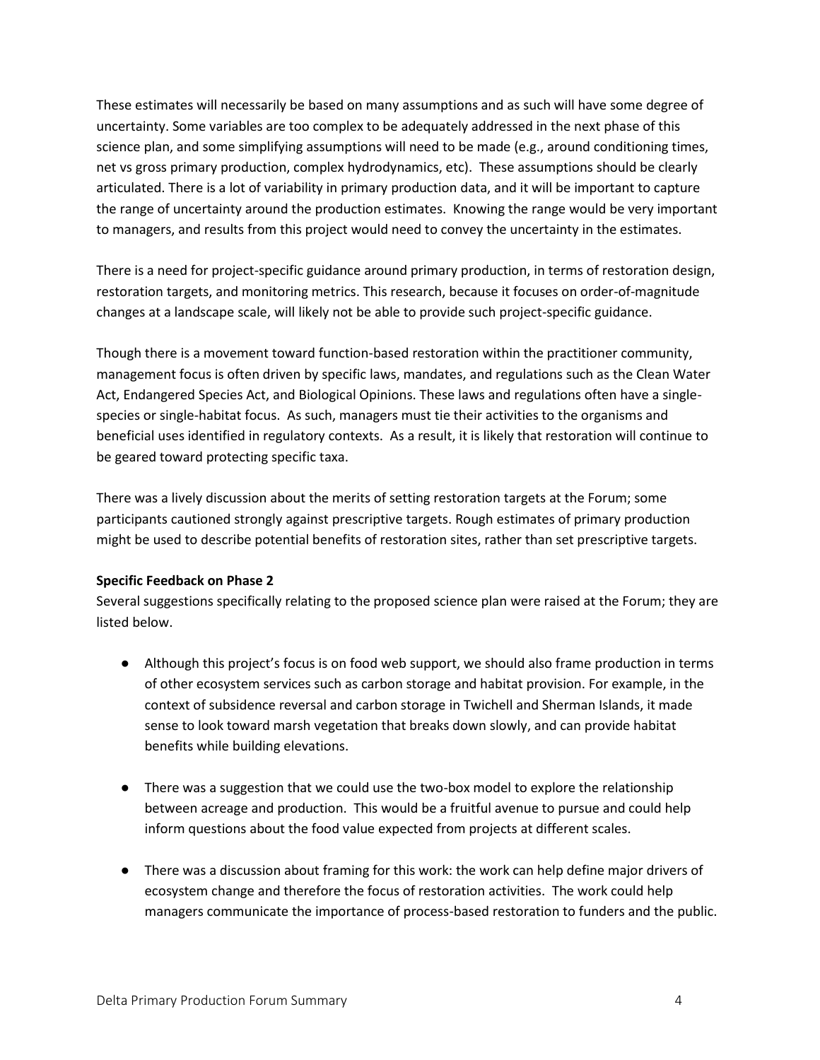These estimates will necessarily be based on many assumptions and as such will have some degree of uncertainty. Some variables are too complex to be adequately addressed in the next phase of this science plan, and some simplifying assumptions will need to be made (e.g., around conditioning times, net vs gross primary production, complex hydrodynamics, etc). These assumptions should be clearly articulated. There is a lot of variability in primary production data, and it will be important to capture the range of uncertainty around the production estimates. Knowing the range would be very important to managers, and results from this project would need to convey the uncertainty in the estimates.

There is a need for project-specific guidance around primary production, in terms of restoration design, restoration targets, and monitoring metrics. This research, because it focuses on order-of-magnitude changes at a landscape scale, will likely not be able to provide such project-specific guidance.

Though there is a movement toward function-based restoration within the practitioner community, management focus is often driven by specific laws, mandates, and regulations such as the Clean Water Act, Endangered Species Act, and Biological Opinions. These laws and regulations often have a single-species or single-habitat focus. As such, managers must tie their activities to the organisms and beneficial uses identified in regulatory contexts. As a result, it is likely that restoration will continue to be geared toward protecting specific taxa.

There was a lively discussion about the merits of setting restoration targets at the Forum; some participants cautioned strongly against prescriptive targets. Rough estimates of primary production might be used to describe potential benefits of restoration sites, rather than set prescriptive targets.

**Specific Feedback on Phase 2**

Several suggestions specifically relating to the proposed science plan were raised at the Forum; they are listed below.

- Although this project's focus is on food web support, we should also frame production in terms of other ecosystem services such as carbon storage and habitat provision. For example, in the context of subsidence reversal and carbon storage in Twichell and Sherman Islands, it made sense to look toward marsh vegetation that breaks down slowly, and can provide habitat benefits while building elevations.

- There was a suggestion that we could use the two-box model to explore the relationship between acreage and production. This would be a fruitful avenue to pursue and could help inform questions about the food value expected from projects at different scales.

- There was a discussion about framing for this work: the work can help define major drivers of ecosystem change and therefore the focus of restoration activities. The work could help managers communicate the importance of process-based restoration to funders and the public.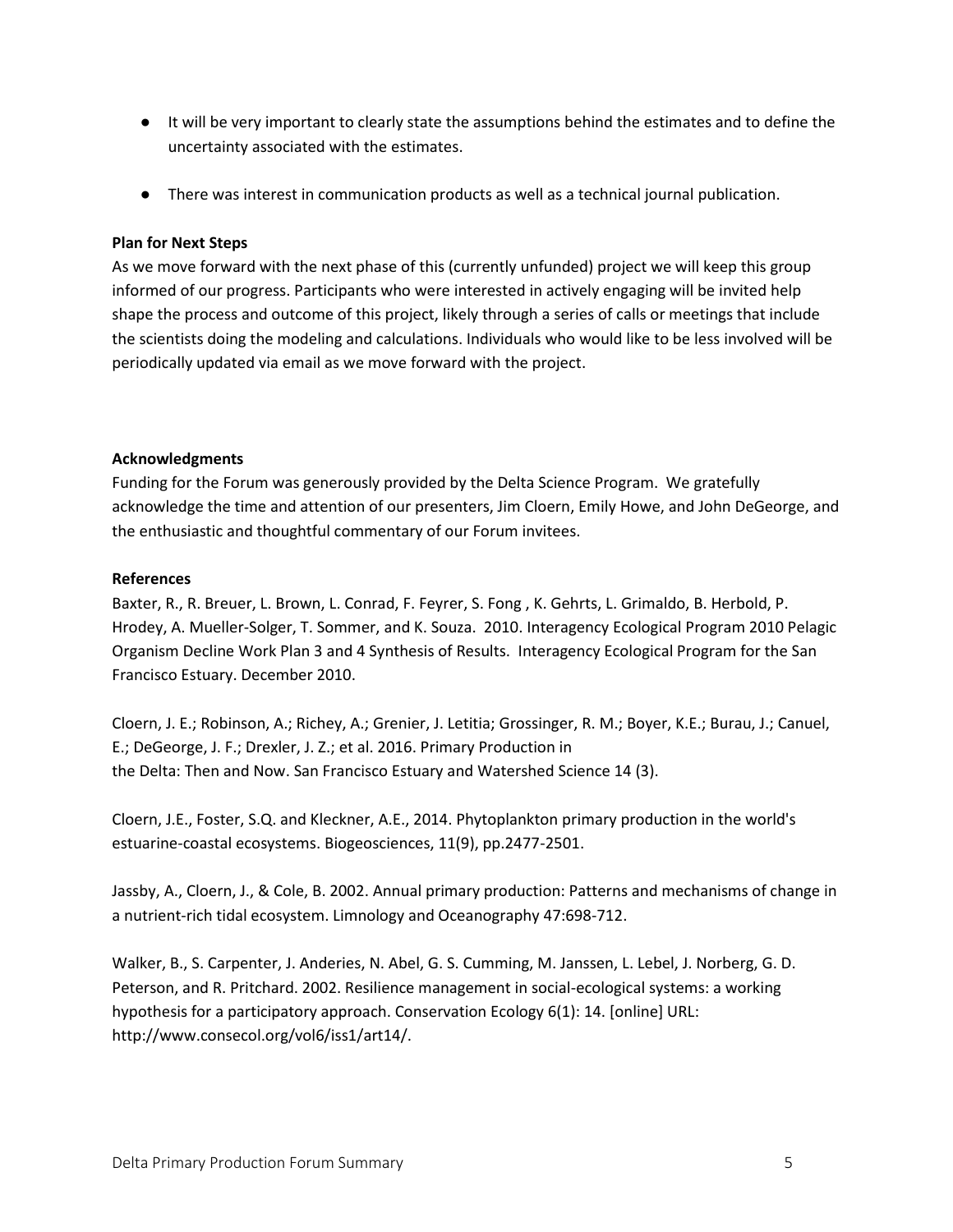- It will be very important to clearly state the assumptions behind the estimates and to define the uncertainty associated with the estimates.

- There was interest in communication products as well as a technical journal publication.

**Plan for Next Steps**

As we move forward with the next phase of this (currently unfunded) project we will keep this group informed of our progress. Participants who were interested in actively engaging will be invited help shape the process and outcome of this project, likely through a series of calls or meetings that include the scientists doing the modeling and calculations. Individuals who would like to be less involved will be periodically updated via email as we move forward with the project.

**Acknowledgments**

Funding for the Forum was generously provided by the Delta Science Program. We gratefully acknowledge the time and attention of our presenters, Jim Cloern, Emily Howe, and John DeGeorge, and the enthusiastic and thoughtful commentary of our Forum invitees.

**References**

Baxter, R., R. Breuer, L. Brown, L. Conrad, F. Feyrer, S. Fong , K. Gehrts, L. Grimaldo, B. Herbold, P. Hrodey, A. Mueller-Solger, T. Sommer, and K. Souza. 2010. Interagency Ecological Program 2010 Pelagic Organism Decline Work Plan 3 and 4 Synthesis of Results. Interagency Ecological Program for the San Francisco Estuary. December 2010.

Cloern, J. E.; Robinson, A.; Richey, A.; Grenier, J. Letitia; Grossinger, R. M.; Boyer, K.E.; Burau, J.; Canuel, E.; DeGeorge, J. F.; Drexler, J. Z.; et al. 2016. Primary Production in the Delta: Then and Now. San Francisco Estuary and Watershed Science 14 (3).

Cloern, J.E., Foster, S.Q. and Kleckner, A.E., 2014. Phytoplankton primary production in the world's estuarine-coastal ecosystems. Biogeosciences, 11(9), pp.2477-2501.

Jassby, A., Cloern, J., & Cole, B. 2002. Annual primary production: Patterns and mechanisms of change in a nutrient-rich tidal ecosystem. Limnology and Oceanography 47:698-712.

Walker, B., S. Carpenter, J. Anderies, N. Abel, G. S. Cumming, M. Janssen, L. Lebel, J. Norberg, G. D. Peterson, and R. Pritchard. 2002. Resilience management in social-ecological systems: a working hypothesis for a participatory approach. Conservation Ecology 6(1): 14. [online] URL: http://www.consecol.org/vol6/iss1/art14/.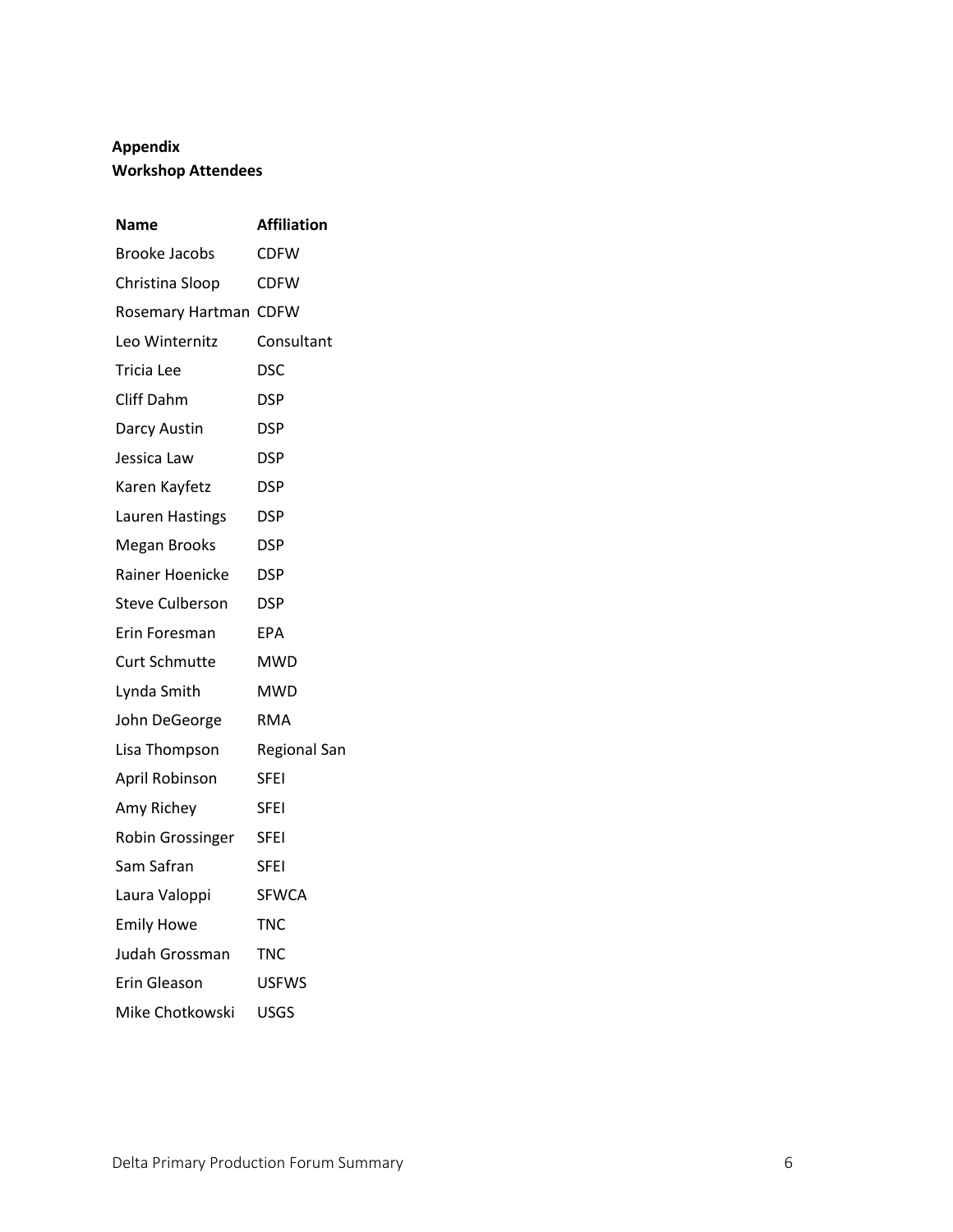**Appendix**
**Workshop Attendees**

| Name | Affiliation |
|---|---|
| Brooke Jacobs | CDFW |
| Christina Sloop | CDFW |
| Rosemary Hartman | CDFW |
| Leo Winternitz | Consultant |
| Tricia Lee | DSC |
| Cliff Dahm | DSP |
| Darcy Austin | DSP |
| Jessica Law | DSP |
| Karen Kayfetz | DSP |
| Lauren Hastings | DSP |
| Megan Brooks | DSP |
| Rainer Hoenicke | DSP |
| Steve Culberson | DSP |
| Erin Foresman | EPA |
| Curt Schmutte | MWD |
| Lynda Smith | MWD |
| John DeGeorge | RMA |
| Lisa Thompson | Regional San |
| April Robinson | SFEI |
| Amy Richey | SFEI |
| Robin Grossinger | SFEI |
| Sam Safran | SFEI |
| Laura Valoppi | SFWCA |
| Emily Howe | TNC |
| Judah Grossman | TNC |
| Erin Gleason | USFWS |
| Mike Chotkowski | USGS |